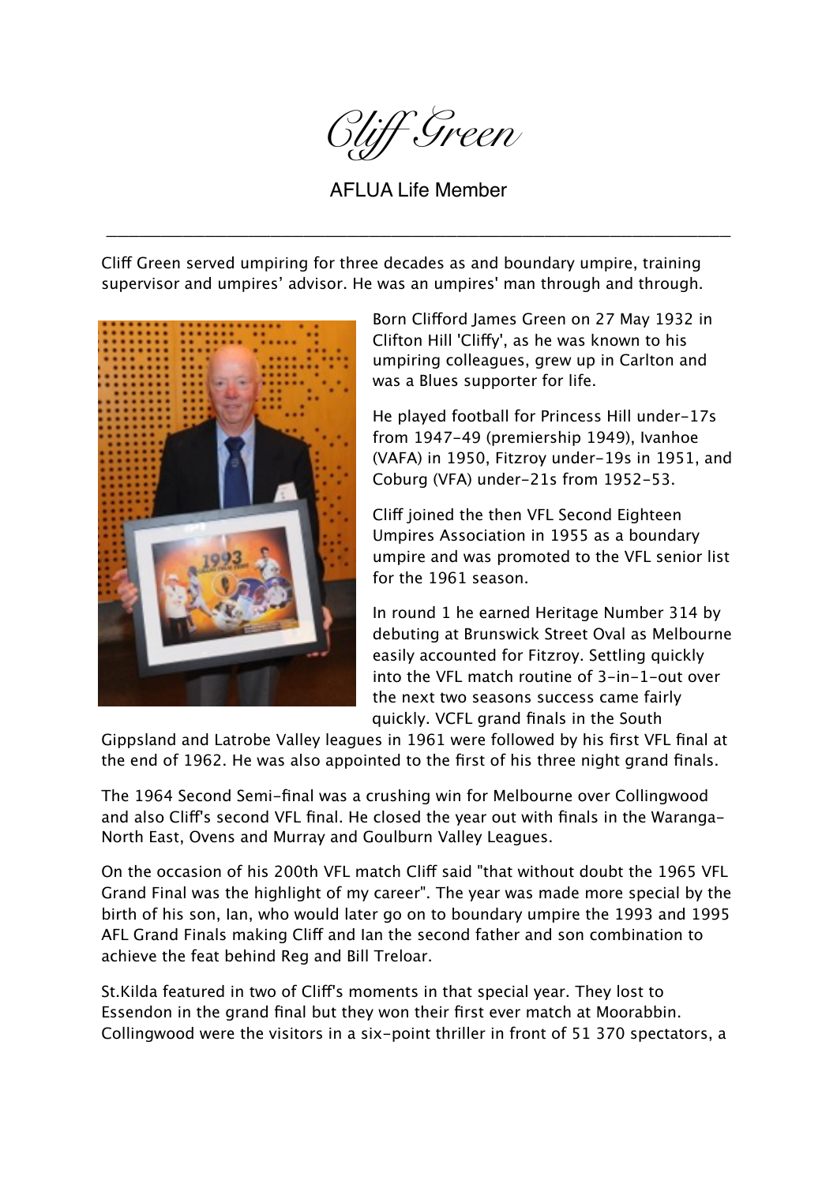# Cliff Green

AFLUA Life Member

---

Cliff Green served umpiring for three decades as and boundary umpire, training supervisor and umpires' advisor. He was an umpires' man through and through.

Born Clifford James Green on 27 May 1932 in Clifton Hill 'Cliffy', as he was known to his umpiring colleagues, grew up in Carlton and was a Blues supporter for life.

He played football for Princess Hill under-17s from 1947-49 (premiership 1949), Ivanhoe (VAFA) in 1950, Fitzroy under-19s in 1951, and Coburg (VFA) under-21s from 1952-53.

Cliff joined the then VFL Second Eighteen Umpires Association in 1955 as a boundary umpire and was promoted to the VFL senior list for the 1961 season.

In round 1 he earned Heritage Number 314 by debuting at Brunswick Street Oval as Melbourne easily accounted for Fitzroy. Settling quickly into the VFL match routine of 3-in-1-out over the next two seasons success came fairly quickly. VCFL grand finals in the South Gippsland and Latrobe Valley leagues in 1961 were followed by his first VFL final at the end of 1962. He was also appointed to the first of his three night grand finals.

The 1964 Second Semi-final was a crushing win for Melbourne over Collingwood and also Cliff's second VFL final. He closed the year out with finals in the Waranga-North East, Ovens and Murray and Goulburn Valley Leagues.

On the occasion of his 200th VFL match Cliff said "that without doubt the 1965 VFL Grand Final was the highlight of my career". The year was made more special by the birth of his son, Ian, who would later go on to boundary umpire the 1993 and 1995 AFL Grand Finals making Cliff and Ian the second father and son combination to achieve the feat behind Reg and Bill Treloar.

St.Kilda featured in two of Cliff's moments in that special year. They lost to Essendon in the grand final but they won their first ever match at Moorabbin. Collingwood were the visitors in a six-point thriller in front of 51 370 spectators, a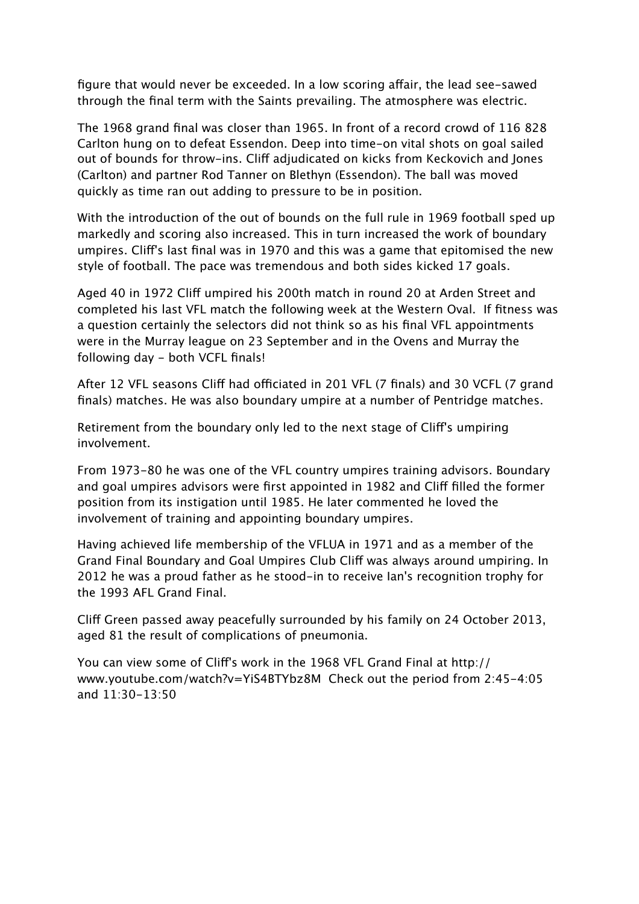figure that would never be exceeded. In a low scoring affair, the lead see-sawed through the final term with the Saints prevailing. The atmosphere was electric.

The 1968 grand final was closer than 1965. In front of a record crowd of 116 828 Carlton hung on to defeat Essendon. Deep into time-on vital shots on goal sailed out of bounds for throw-ins. Cliff adjudicated on kicks from Keckovich and Jones (Carlton) and partner Rod Tanner on Blethyn (Essendon). The ball was moved quickly as time ran out adding to pressure to be in position.

With the introduction of the out of bounds on the full rule in 1969 football sped up markedly and scoring also increased. This in turn increased the work of boundary umpires. Cliff's last final was in 1970 and this was a game that epitomised the new style of football. The pace was tremendous and both sides kicked 17 goals.

Aged 40 in 1972 Cliff umpired his 200th match in round 20 at Arden Street and completed his last VFL match the following week at the Western Oval. If fitness was a question certainly the selectors did not think so as his final VFL appointments were in the Murray league on 23 September and in the Ovens and Murray the following day - both VCFL finals!

After 12 VFL seasons Cliff had officiated in 201 VFL (7 finals) and 30 VCFL (7 grand finals) matches. He was also boundary umpire at a number of Pentridge matches.

Retirement from the boundary only led to the next stage of Cliff's umpiring involvement.

From 1973-80 he was one of the VFL country umpires training advisors. Boundary and goal umpires advisors were first appointed in 1982 and Cliff filled the former position from its instigation until 1985. He later commented he loved the involvement of training and appointing boundary umpires.

Having achieved life membership of the VFLUA in 1971 and as a member of the Grand Final Boundary and Goal Umpires Club Cliff was always around umpiring. In 2012 he was a proud father as he stood-in to receive Ian's recognition trophy for the 1993 AFL Grand Final.

Cliff Green passed away peacefully surrounded by his family on 24 October 2013, aged 81 the result of complications of pneumonia.

You can view some of Cliff's work in the 1968 VFL Grand Final at http://www.youtube.com/watch?v=YiS4BTYbz8M Check out the period from 2:45-4:05 and 11:30-13:50